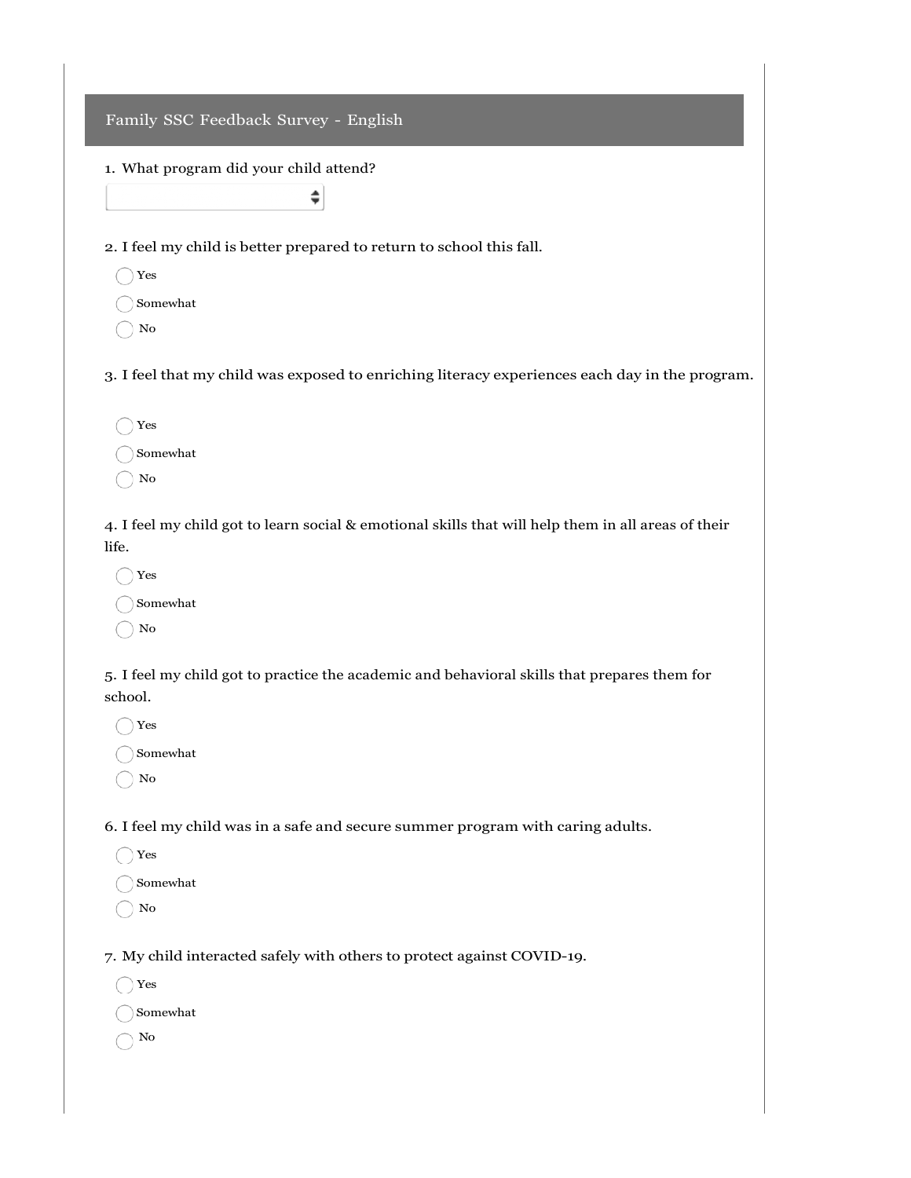# Family SSC Feedback Survey - English

1. What program did your child attend?

2. I feel my child is better prepared to return to school this fall.

- Yes
- Somewhat
- No

3. I feel that my child was exposed to enriching literacy experiences each day in the program.

- Yes
- Somewhat
- No

4. I feel my child got to learn social & emotional skills that will help them in all areas of their life.

- Yes
- Somewhat
- No

5. I feel my child got to practice the academic and behavioral skills that prepares them for school.

- Yes
- Somewhat
- No

6. I feel my child was in a safe and secure summer program with caring adults.

- Yes
- Somewhat
- No

7. My child interacted safely with others to protect against COVID-19.

- Yes
- Somewhat
- No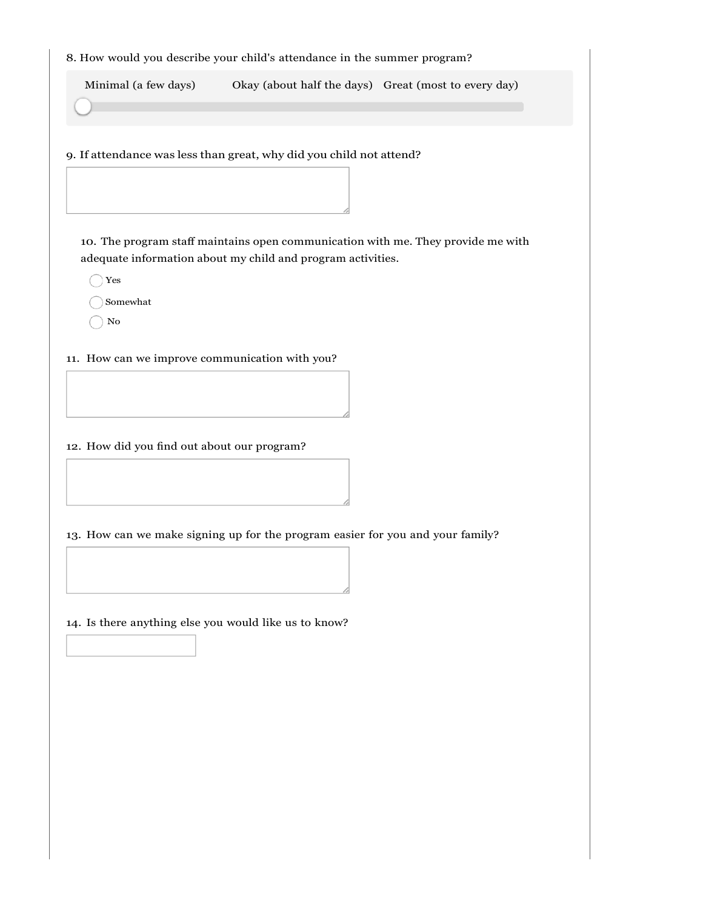8. How would you describe your child's attendance in the summer program?

Minimal (a few days) Okay (about half the days) Great (most to every day)

9. If attendance was less than great, why did you child not attend?

10. The program staff maintains open communication with me. They provide me with adequate information about my child and program activities.

- Yes
- Somewhat
- No

11. How can we improve communication with you?

12. How did you find out about our program?

13. How can we make signing up for the program easier for you and your family?

14. Is there anything else you would like us to know?